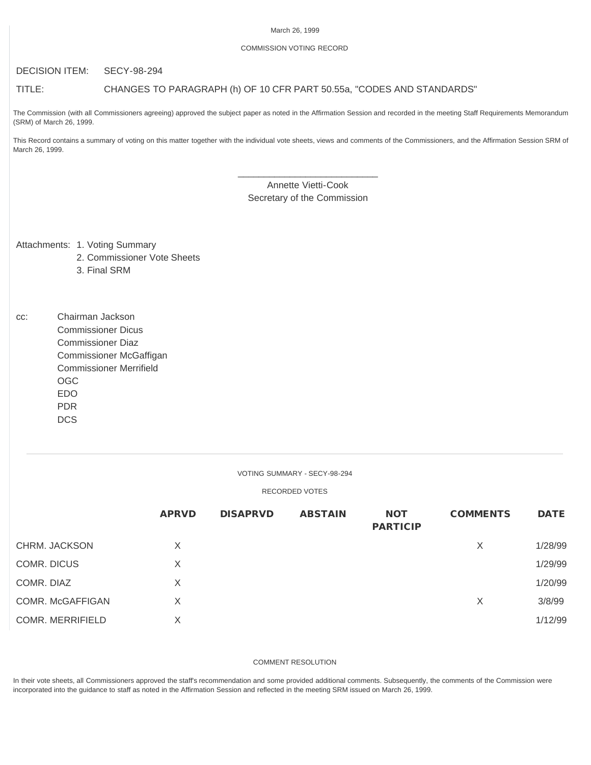March 26, 1999

COMMISSION VOTING RECORD

DECISION ITEM: SECY-98-294

TITLE: CHANGES TO PARAGRAPH (h) OF 10 CFR PART 50.55a, "CODES AND STANDARDS"

The Commission (with all Commissioners agreeing) approved the subject paper as noted in the Affirmation Session and recorded in the meeting Staff Requirements Memorandum (SRM) of March 26, 1999.

This Record contains a summary of voting on this matter together with the individual vote sheets, views and comments of the Commissioners, and the Affirmation Session SRM of March 26, 1999.

\_\_\_\_\_\_\_\_\_\_\_\_\_\_\_\_\_\_\_\_\_\_\_\_\_\_\_\_
Annette Vietti-Cook
Secretary of the Commission

Attachments:
1. Voting Summary
2. Commissioner Vote Sheets
3. Final SRM

cc:
Chairman Jackson
Commissioner Dicus
Commissioner Diaz
Commissioner McGaffigan
Commissioner Merrifield
OGC
EDO
PDR
DCS

---

VOTING SUMMARY - SECY-98-294

RECORDED VOTES

| | APRVD | DISAPRVD | ABSTAIN | NOT PARTICIP | COMMENTS | DATE |
|---|---|---|---|---|---|---|
| CHRM. JACKSON | X | | | | X | 1/28/99 |
| COMR. DICUS | X | | | | | 1/29/99 |
| COMR. DIAZ | X | | | | | 1/20/99 |
| COMR. McGAFFIGAN | X | | | | X | 3/8/99 |
| COMR. MERRIFIELD | X | | | | | 1/12/99 |

COMMENT RESOLUTION

In their vote sheets, all Commissioners approved the staff's recommendation and some provided additional comments. Subsequently, the comments of the Commission were incorporated into the guidance to staff as noted in the Affirmation Session and reflected in the meeting SRM issued on March 26, 1999.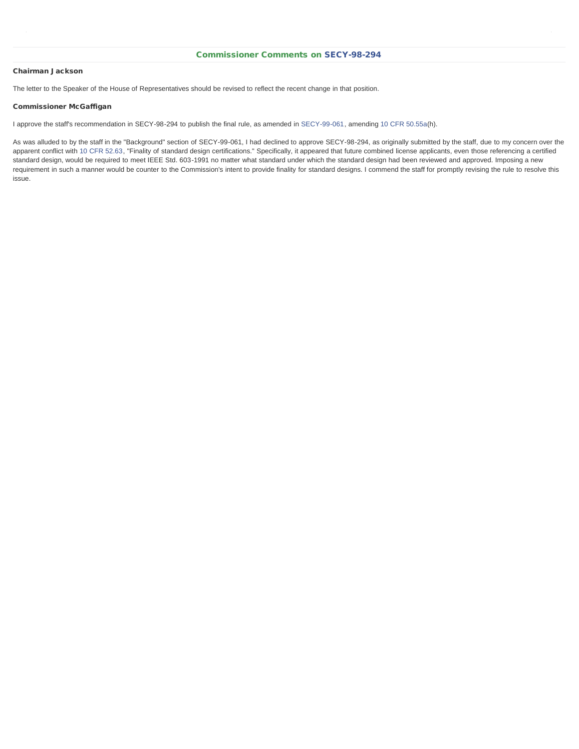## Commissioner Comments on SECY-98-294

**Chairman Jackson**

The letter to the Speaker of the House of Representatives should be revised to reflect the recent change in that position.

**Commissioner McGaffigan**

I approve the staff's recommendation in SECY-98-294 to publish the final rule, as amended in SECY-99-061, amending 10 CFR 50.55a(h).

As was alluded to by the staff in the "Background" section of SECY-99-061, I had declined to approve SECY-98-294, as originally submitted by the staff, due to my concern over the apparent conflict with 10 CFR 52.63, "Finality of standard design certifications." Specifically, it appeared that future combined license applicants, even those referencing a certified standard design, would be required to meet IEEE Std. 603-1991 no matter what standard under which the standard design had been reviewed and approved. Imposing a new requirement in such a manner would be counter to the Commission's intent to provide finality for standard designs. I commend the staff for promptly revising the rule to resolve this issue.